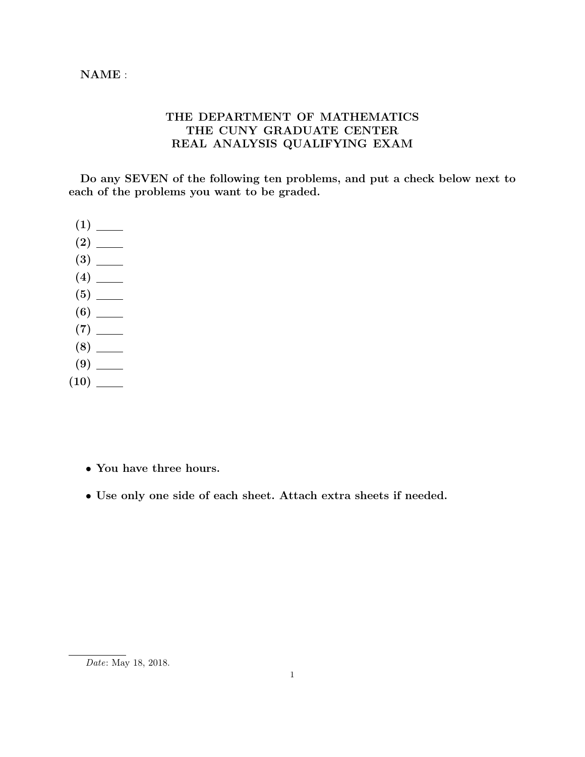**NAME** :

# THE DEPARTMENT OF MATHEMATICS
# THE CUNY GRADUATE CENTER
# REAL ANALYSIS QUALIFYING EXAM

**Do any SEVEN of the following ten problems, and put a check below next to each of the problems you want to be graded.**

**(1)** \_\_\_\_\_
**(2)** \_\_\_\_\_
**(3)** \_\_\_\_\_
**(4)** \_\_\_\_\_
**(5)** \_\_\_\_\_
**(6)** \_\_\_\_\_
**(7)** \_\_\_\_\_
**(8)** \_\_\_\_\_
**(9)** \_\_\_\_\_
**(10)** \_\_\_\_\_

- **You have three hours.**
- **Use only one side of each sheet. Attach extra sheets if needed.**

*Date*: May 18, 2018.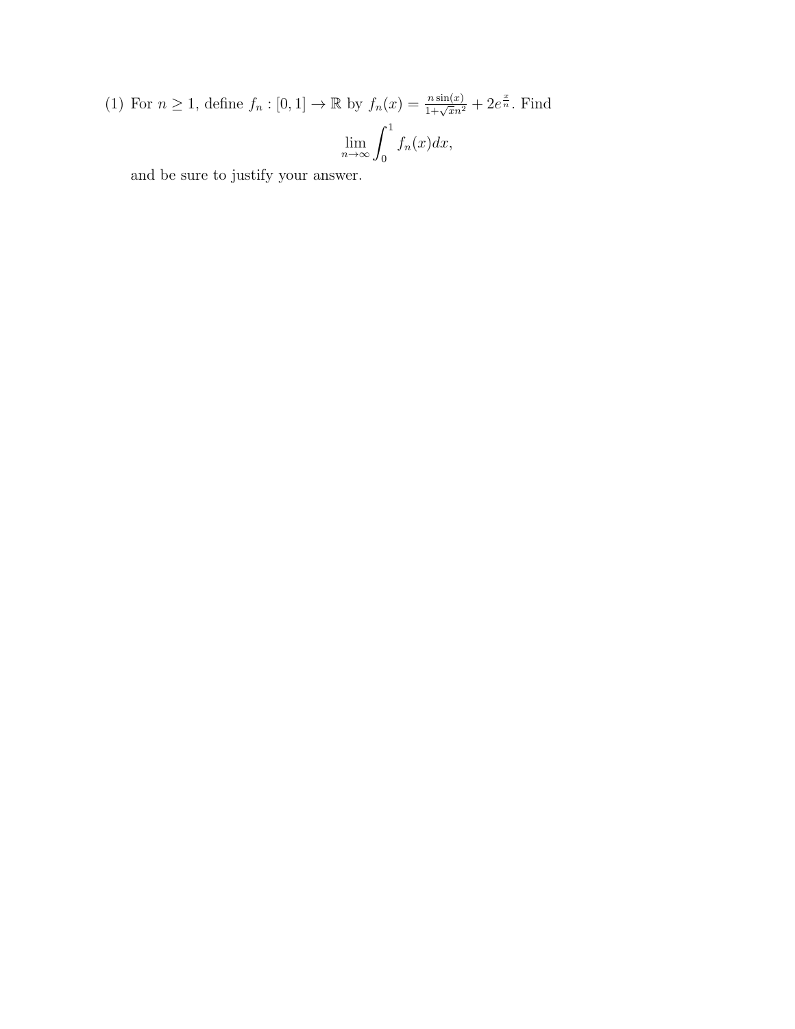(1) For $n \geq 1$, define $f_n : [0,1] \to \mathbb{R}$ by $f_n(x) = \frac{n \sin(x)}{1+\sqrt{x}n^2} + 2e^{\frac{x}{n}}$. Find

$$\lim_{n\to\infty} \int_0^1 f_n(x)dx,$$

and be sure to justify your answer.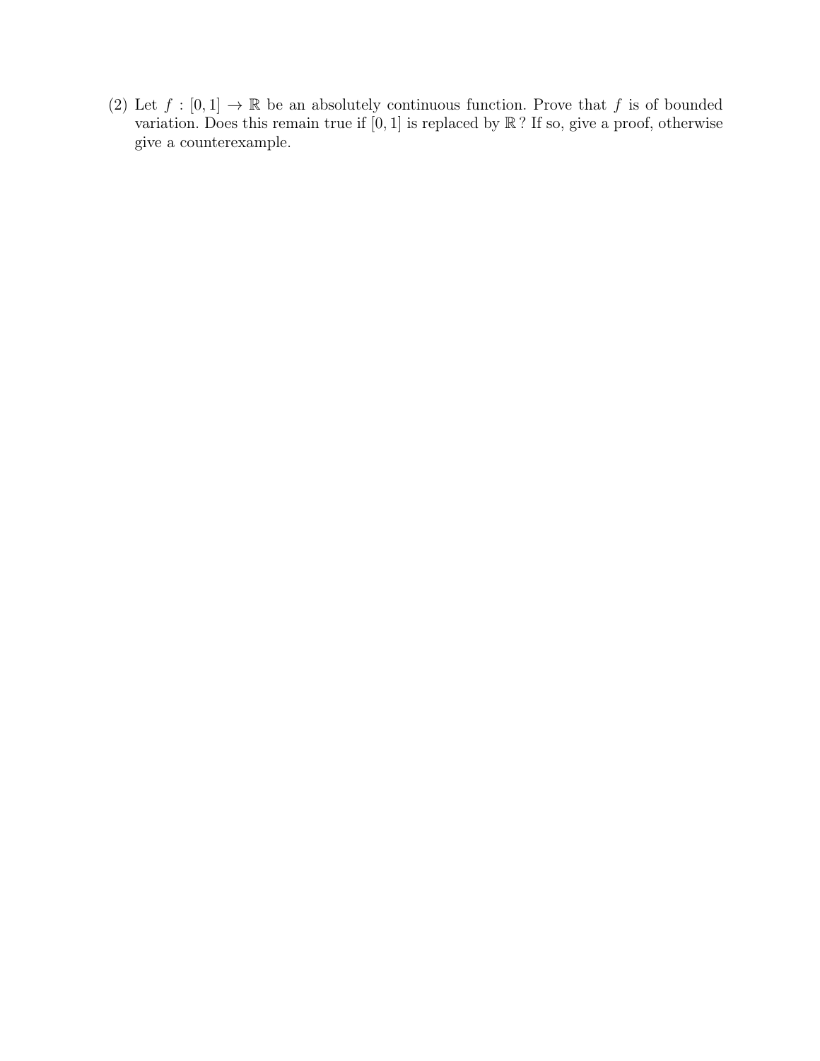(2) Let $f : [0,1] \to \mathbb{R}$ be an absolutely continuous function. Prove that $f$ is of bounded variation. Does this remain true if $[0,1]$ is replaced by $\mathbb{R}$? If so, give a proof, otherwise give a counterexample.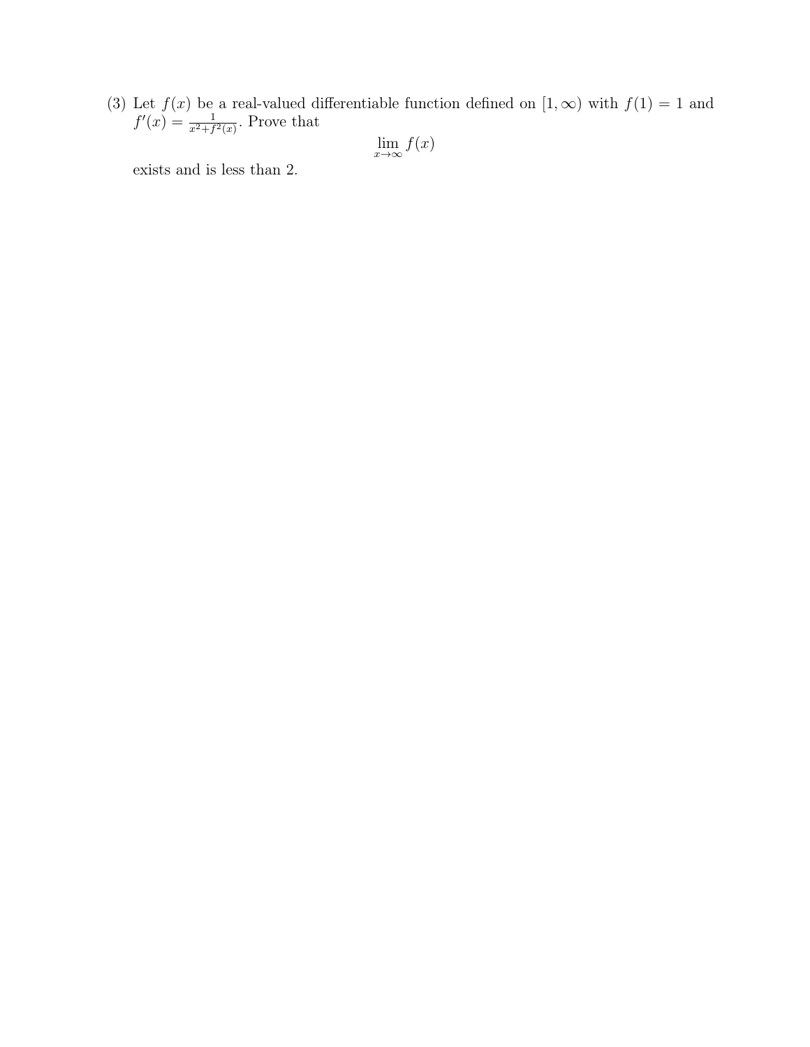(3) Let $f(x)$ be a real-valued differentiable function defined on $[1, \infty)$ with $f(1) = 1$ and $f'(x) = \frac{1}{x^2 + f^2(x)}$. Prove that

$$\lim_{x \to \infty} f(x)$$

exists and is less than 2.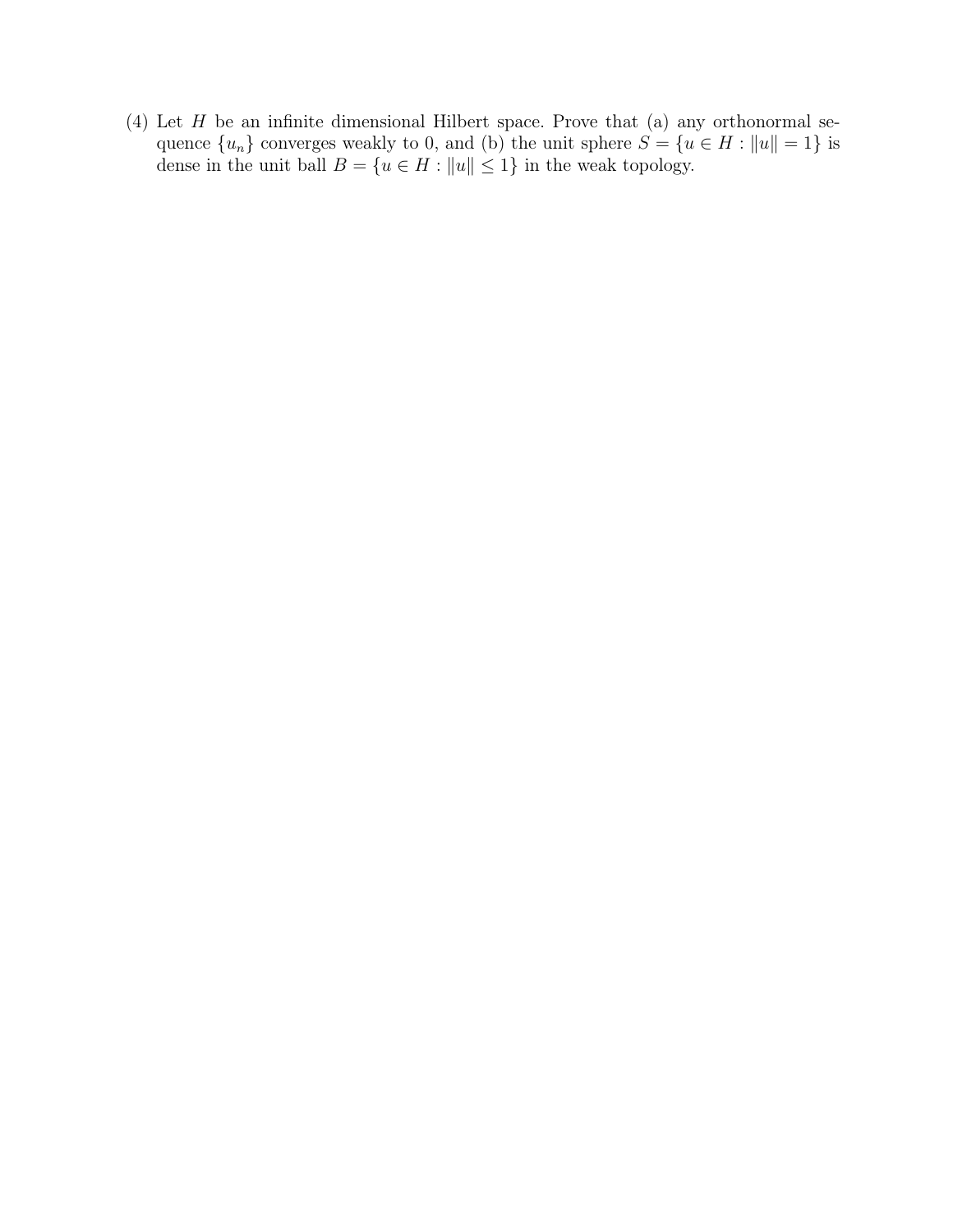(4) Let $H$ be an infinite dimensional Hilbert space. Prove that (a) any orthonormal sequence $\{u_n\}$ converges weakly to 0, and (b) the unit sphere $S = \{u \in H : \|u\| = 1\}$ is dense in the unit ball $B = \{u \in H : \|u\| \leq 1\}$ in the weak topology.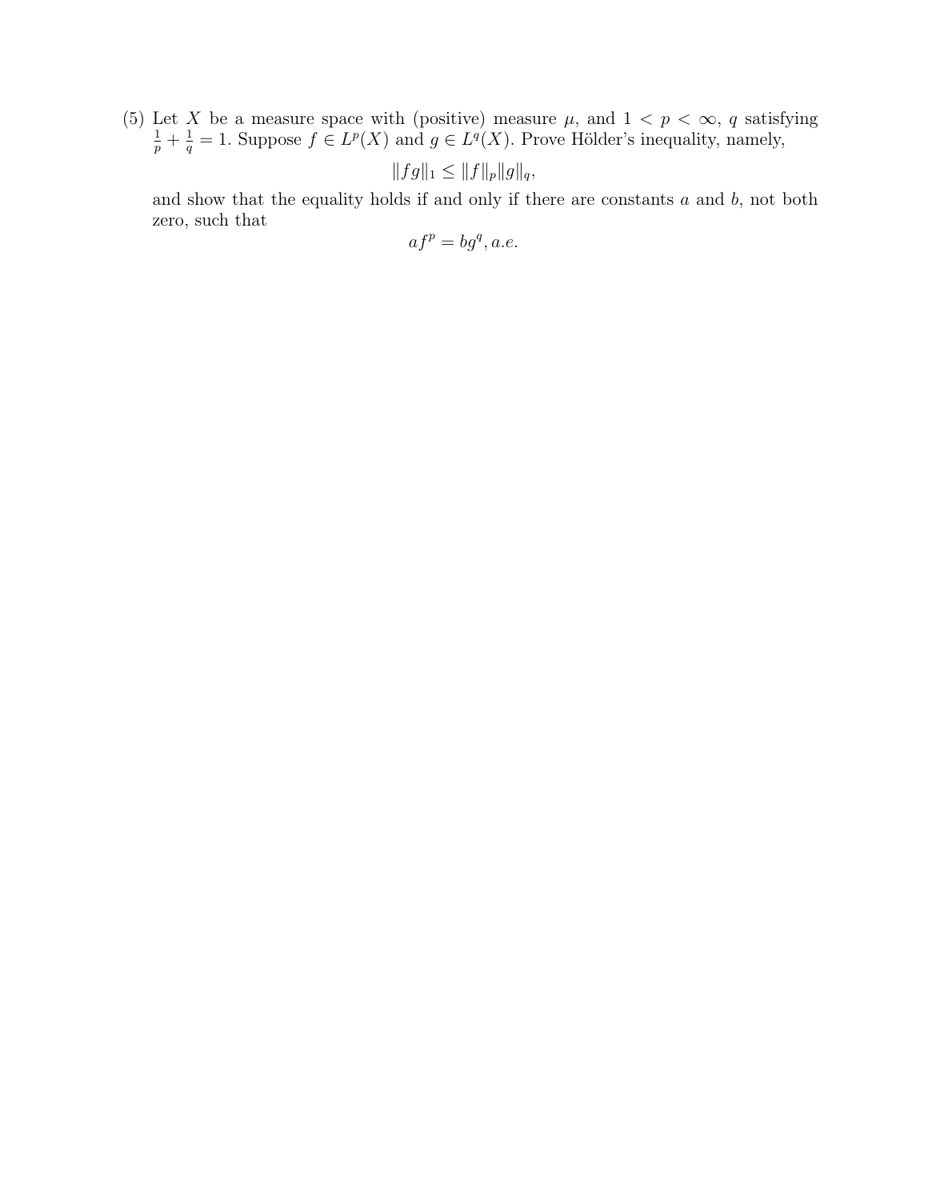(5) Let $X$ be a measure space with (positive) measure $\mu$, and $1 < p < \infty$, $q$ satisfying $\frac{1}{p} + \frac{1}{q} = 1$. Suppose $f \in L^p(X)$ and $g \in L^q(X)$. Prove Hölder's inequality, namely,

$$\|fg\|_1 \leq \|f\|_p \|g\|_q,$$

and show that the equality holds if and only if there are constants $a$ and $b$, not both zero, such that

$$af^p = bg^q, a.e.$$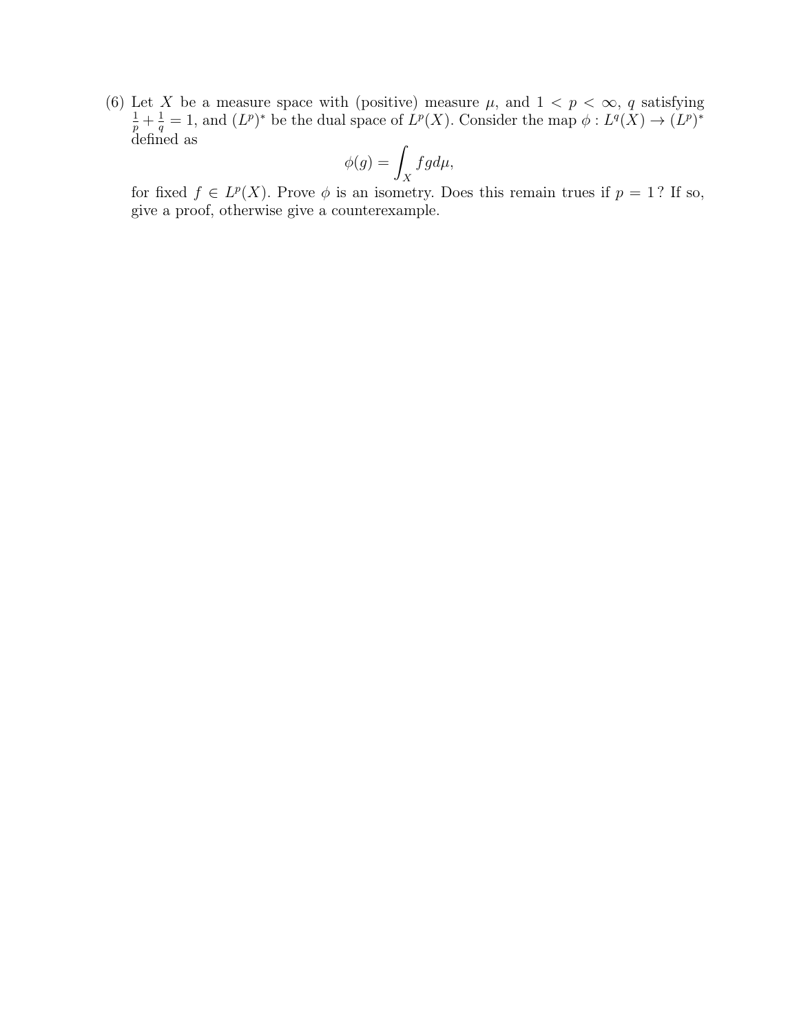(6) Let $X$ be a measure space with (positive) measure $\mu$, and $1 < p < \infty$, $q$ satisfying $\frac{1}{p} + \frac{1}{q} = 1$, and $(L^p)^*$ be the dual space of $L^p(X)$. Consider the map $\phi : L^q(X) \to (L^p)^*$ defined as

$$\phi(g) = \int_X fg d\mu,$$

for fixed $f \in L^p(X)$. Prove $\phi$ is an isometry. Does this remain trues if $p = 1$? If so, give a proof, otherwise give a counterexample.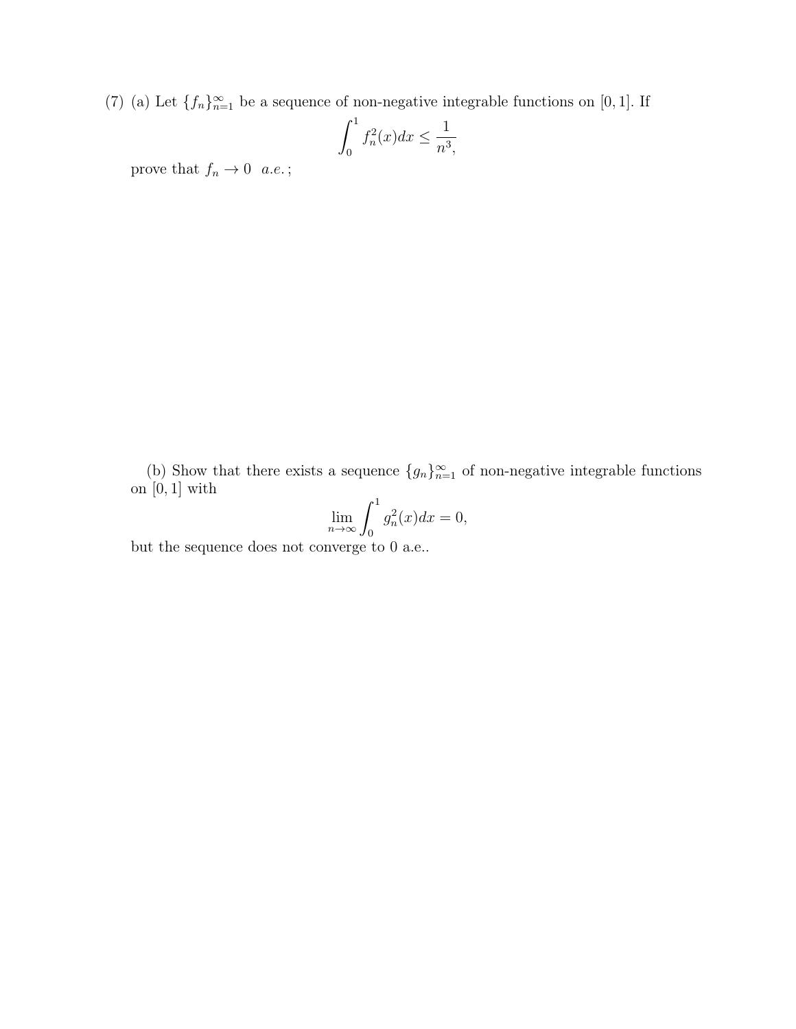(7) (a) Let $\{f_n\}_{n=1}^{\infty}$ be a sequence of non-negative integrable functions on $[0, 1]$. If

$$\int_0^1 f_n^2(x)dx \leq \frac{1}{n^3},$$

prove that $f_n \to 0$ *a.e.*;

(b) Show that there exists a sequence $\{g_n\}_{n=1}^{\infty}$ of non-negative integrable functions on $[0, 1]$ with

$$\lim_{n \to \infty} \int_0^1 g_n^2(x)dx = 0,$$

but the sequence does not converge to 0 a.e..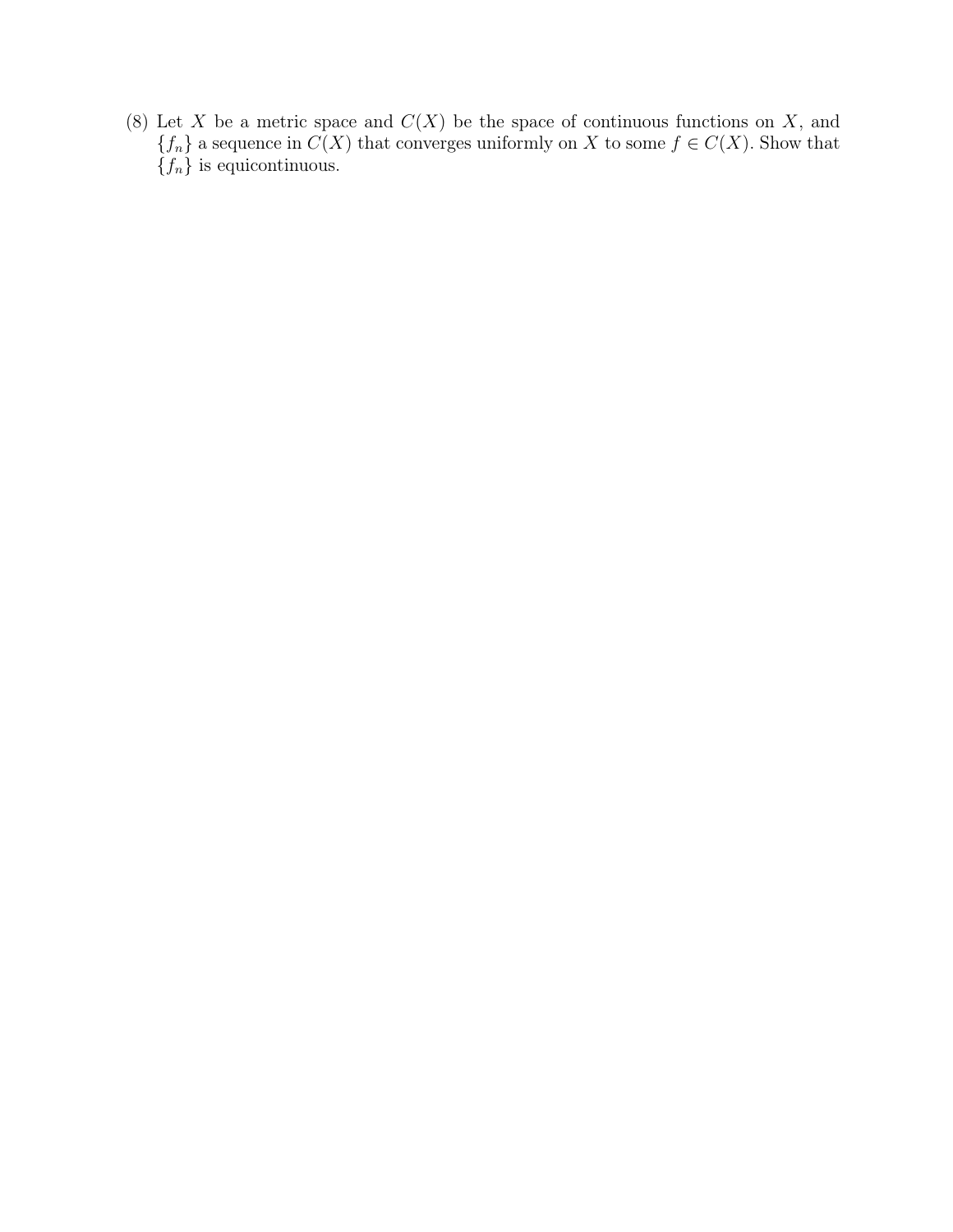(8) Let $X$ be a metric space and $C(X)$ be the space of continuous functions on $X$, and $\{f_n\}$ a sequence in $C(X)$ that converges uniformly on $X$ to some $f \in C(X)$. Show that $\{f_n\}$ is equicontinuous.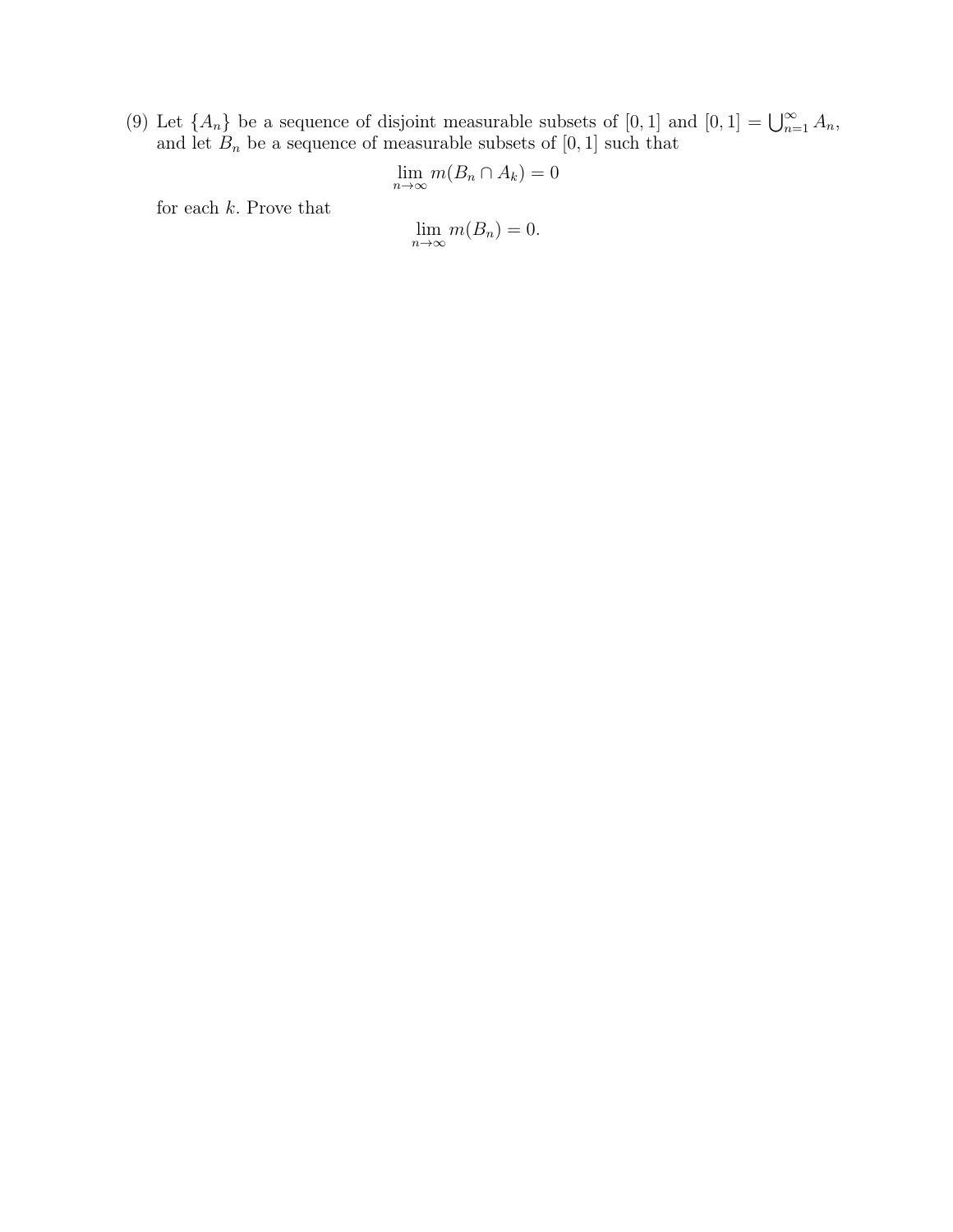(9) Let $\{A_n\}$ be a sequence of disjoint measurable subsets of $[0, 1]$ and $[0, 1] = \bigcup_{n=1}^{\infty} A_n$, and let $B_n$ be a sequence of measurable subsets of $[0, 1]$ such that

$$\lim_{n\to\infty} m(B_n \cap A_k) = 0$$

for each $k$. Prove that

$$\lim_{n\to\infty} m(B_n) = 0.$$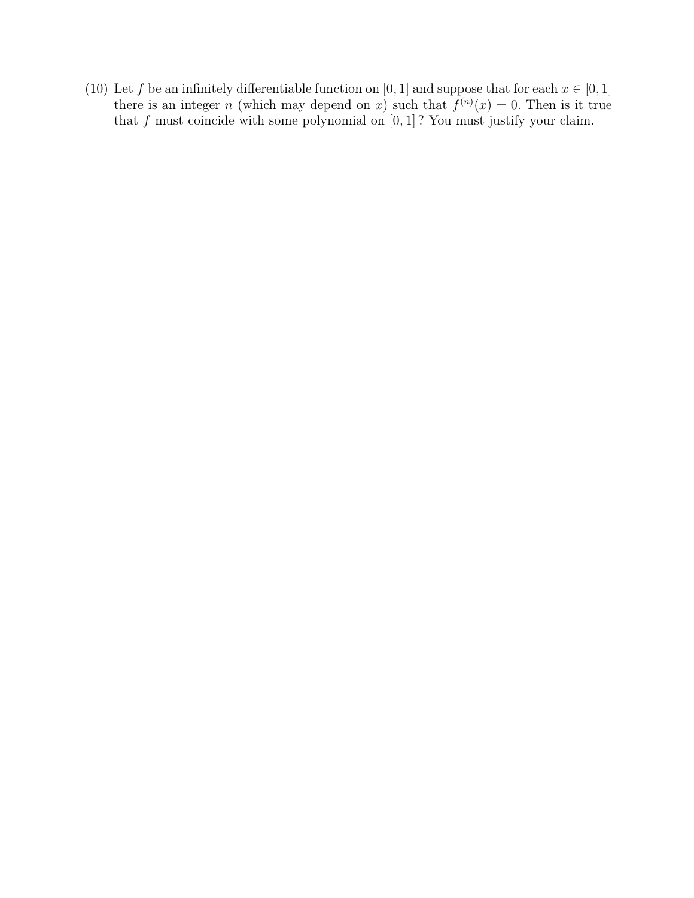(10) Let $f$ be an infinitely differentiable function on $[0, 1]$ and suppose that for each $x \in [0, 1]$ there is an integer $n$ (which may depend on $x$) such that $f^{(n)}(x) = 0$. Then is it true that $f$ must coincide with some polynomial on $[0, 1]$ ? You must justify your claim.